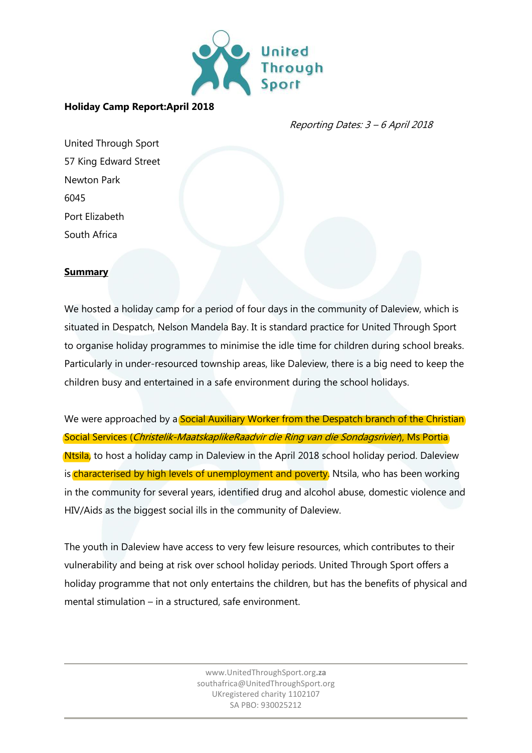**Holiday Camp Report:April 2018**

*Reporting Dates: 3 – 6 April 2018*

United Through Sport
57 King Edward Street
Newton Park
6045
Port Elizabeth
South Africa

**Summary**

We hosted a holiday camp for a period of four days in the community of Daleview, which is situated in Despatch, Nelson Mandela Bay. It is standard practice for United Through Sport to organise holiday programmes to minimise the idle time for children during school breaks. Particularly in under-resourced township areas, like Daleview, there is a big need to keep the children busy and entertained in a safe environment during the school holidays.

We were approached by a Social Auxiliary Worker from the Despatch branch of the Christian Social Services (*Christelik-MaatskaplikeRaadvir die Ring van die Sondagsrivier*), Ms Portia Ntsila, to host a holiday camp in Daleview in the April 2018 school holiday period. Daleview is characterised by high levels of unemployment and poverty. Ntsila, who has been working in the community for several years, identified drug and alcohol abuse, domestic violence and HIV/Aids as the biggest social ills in the community of Daleview.

The youth in Daleview have access to very few leisure resources, which contributes to their vulnerability and being at risk over school holiday periods. United Through Sport offers a holiday programme that not only entertains the children, but has the benefits of physical and mental stimulation – in a structured, safe environment.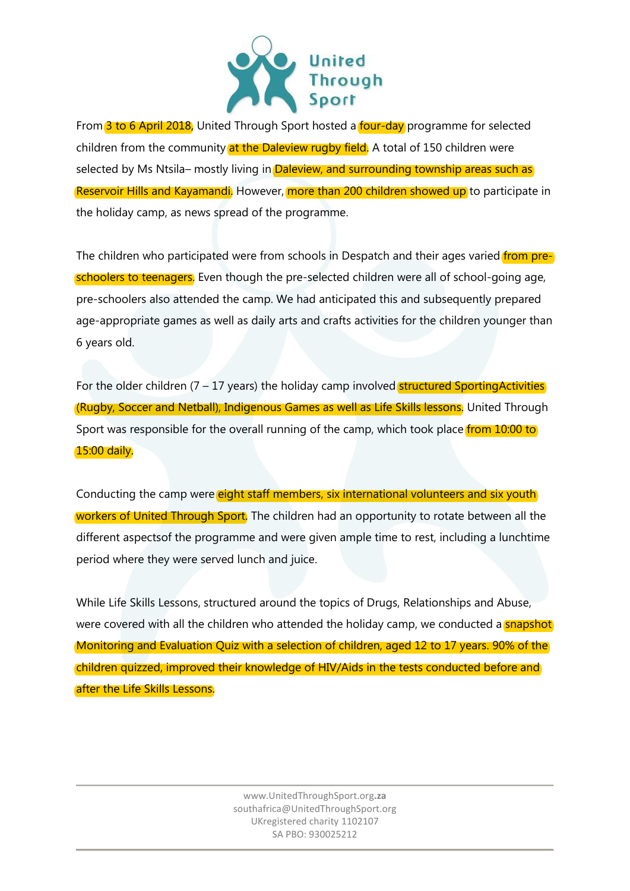From 3 to 6 April 2018, United Through Sport hosted a four-day programme for selected children from the community at the Daleview rugby field. A total of 150 children were selected by Ms Ntsila– mostly living in Daleview, and surrounding township areas such as Reservoir Hills and Kayamandi. However, more than 200 children showed up to participate in the holiday camp, as news spread of the programme.

The children who participated were from schools in Despatch and their ages varied from pre-schoolers to teenagers. Even though the pre-selected children were all of school-going age, pre-schoolers also attended the camp. We had anticipated this and subsequently prepared age-appropriate games as well as daily arts and crafts activities for the children younger than 6 years old.

For the older children (7 – 17 years) the holiday camp involved structured SportingActivities (Rugby, Soccer and Netball), Indigenous Games as well as Life Skills lessons. United Through Sport was responsible for the overall running of the camp, which took place from 10:00 to 15:00 daily.

Conducting the camp were eight staff members, six international volunteers and six youth workers of United Through Sport. The children had an opportunity to rotate between all the different aspectsof the programme and were given ample time to rest, including a lunchtime period where they were served lunch and juice.

While Life Skills Lessons, structured around the topics of Drugs, Relationships and Abuse, were covered with all the children who attended the holiday camp, we conducted a snapshot Monitoring and Evaluation Quiz with a selection of children, aged 12 to 17 years. 90% of the children quizzed, improved their knowledge of HIV/Aids in the tests conducted before and after the Life Skills Lessons.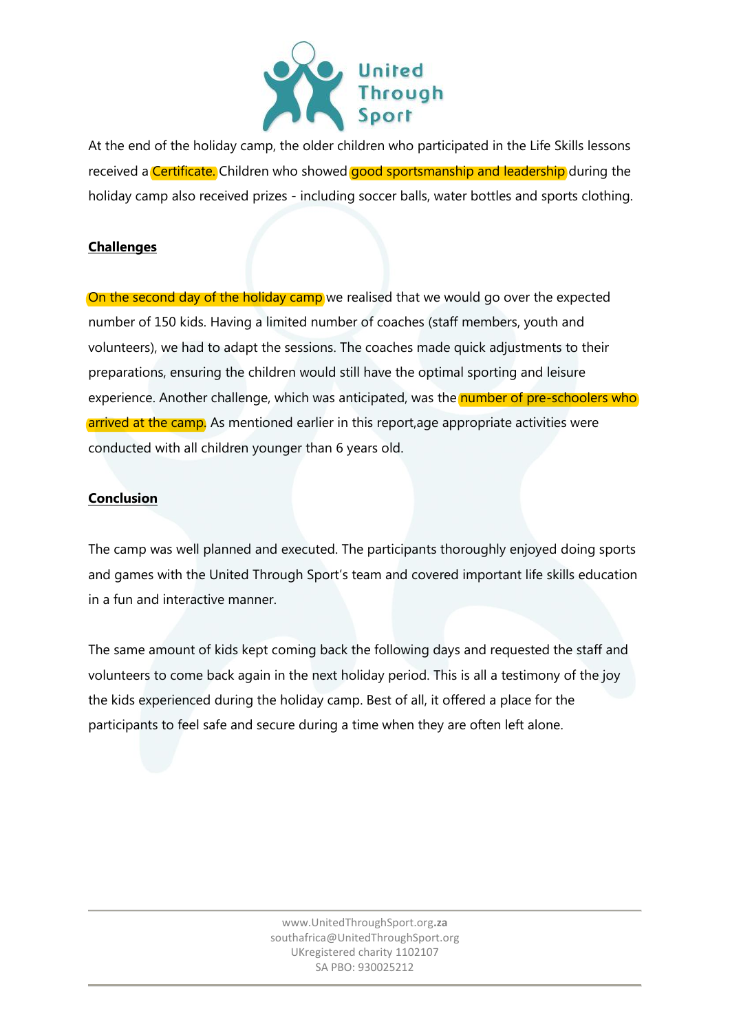At the end of the holiday camp, the older children who participated in the Life Skills lessons received a Certificate. Children who showed good sportsmanship and leadership during the holiday camp also received prizes - including soccer balls, water bottles and sports clothing.

**Challenges**

On the second day of the holiday camp we realised that we would go over the expected number of 150 kids. Having a limited number of coaches (staff members, youth and volunteers), we had to adapt the sessions. The coaches made quick adjustments to their preparations, ensuring the children would still have the optimal sporting and leisure experience. Another challenge, which was anticipated, was the number of pre-schoolers who arrived at the camp. As mentioned earlier in this report,age appropriate activities were conducted with all children younger than 6 years old.

**Conclusion**

The camp was well planned and executed. The participants thoroughly enjoyed doing sports and games with the United Through Sport's team and covered important life skills education in a fun and interactive manner.

The same amount of kids kept coming back the following days and requested the staff and volunteers to come back again in the next holiday period. This is all a testimony of the joy the kids experienced during the holiday camp. Best of all, it offered a place for the participants to feel safe and secure during a time when they are often left alone.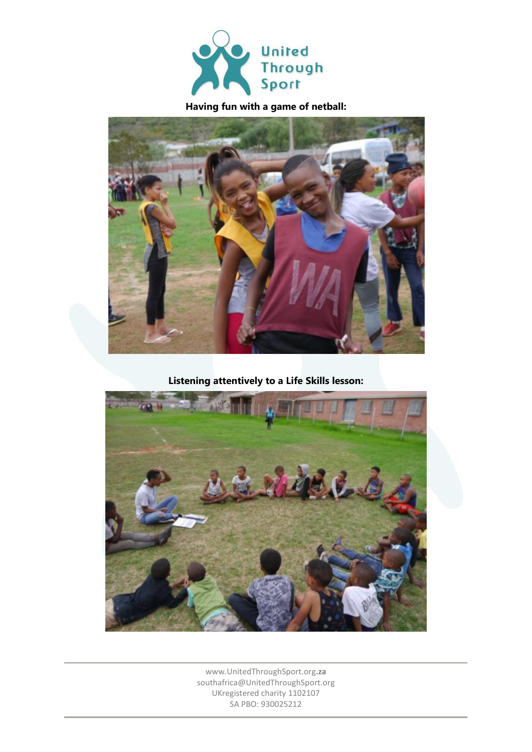**Having fun with a game of netball:**

**Listening attentively to a Life Skills lesson:**

www.UnitedThroughSport.org.**za**
southafrica@UnitedThroughSport.org
UKregistered charity 1102107
SA PBO: 930025212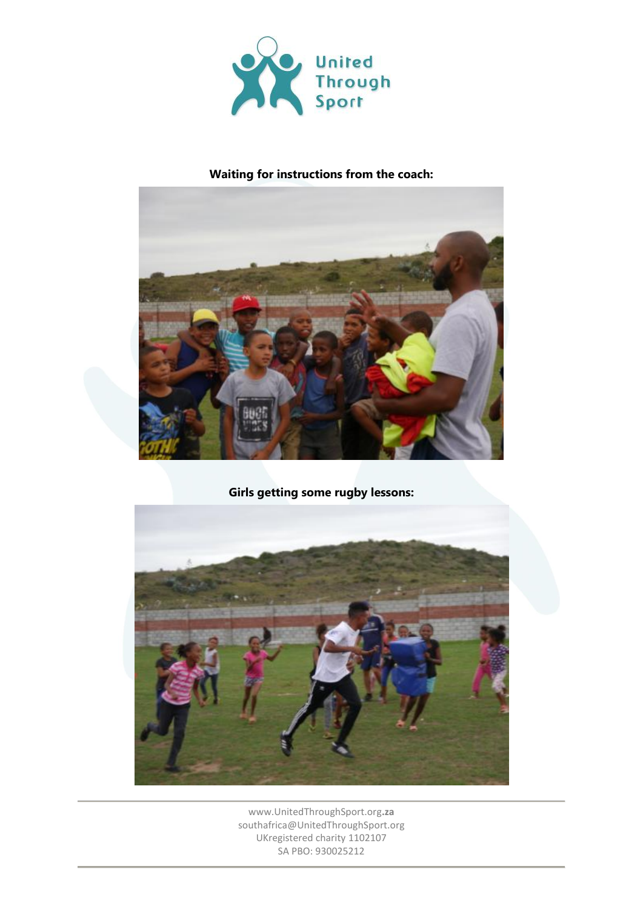**Waiting for instructions from the coach:**

**Girls getting some rugby lessons:**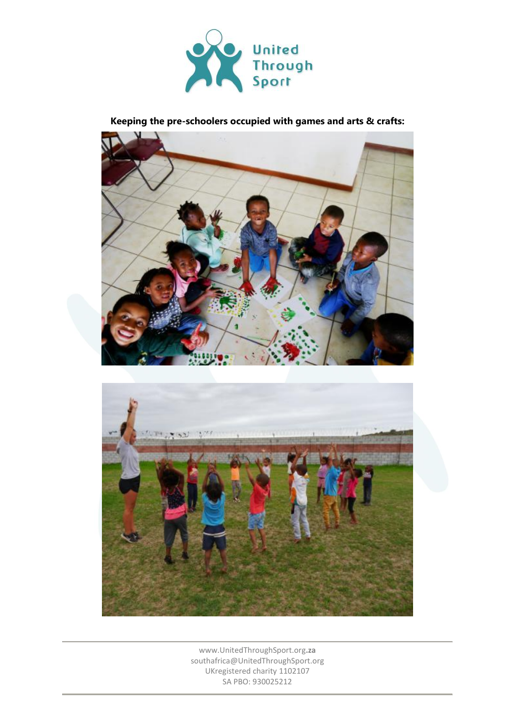**Keeping the pre-schoolers occupied with games and arts & crafts:**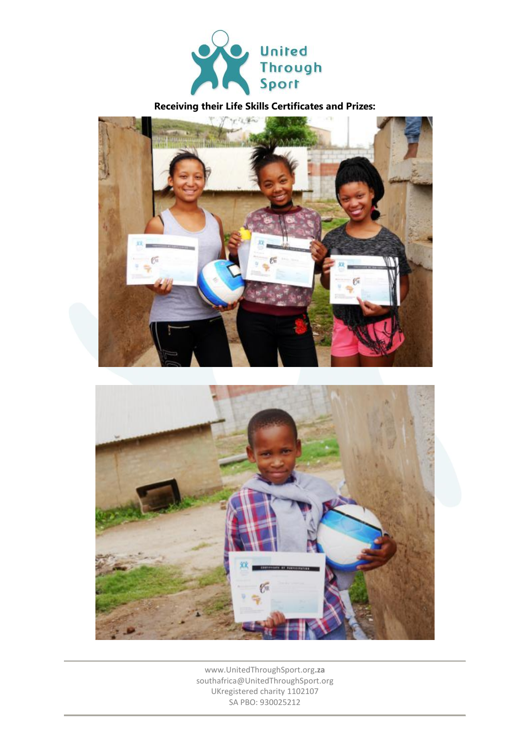United Through Sport

**Receiving their Life Skills Certificates and Prizes:**

www.UnitedThroughSport.org.**za**
southafrica@UnitedThroughSport.org
UKregistered charity 1102107
SA PBO: 930025212